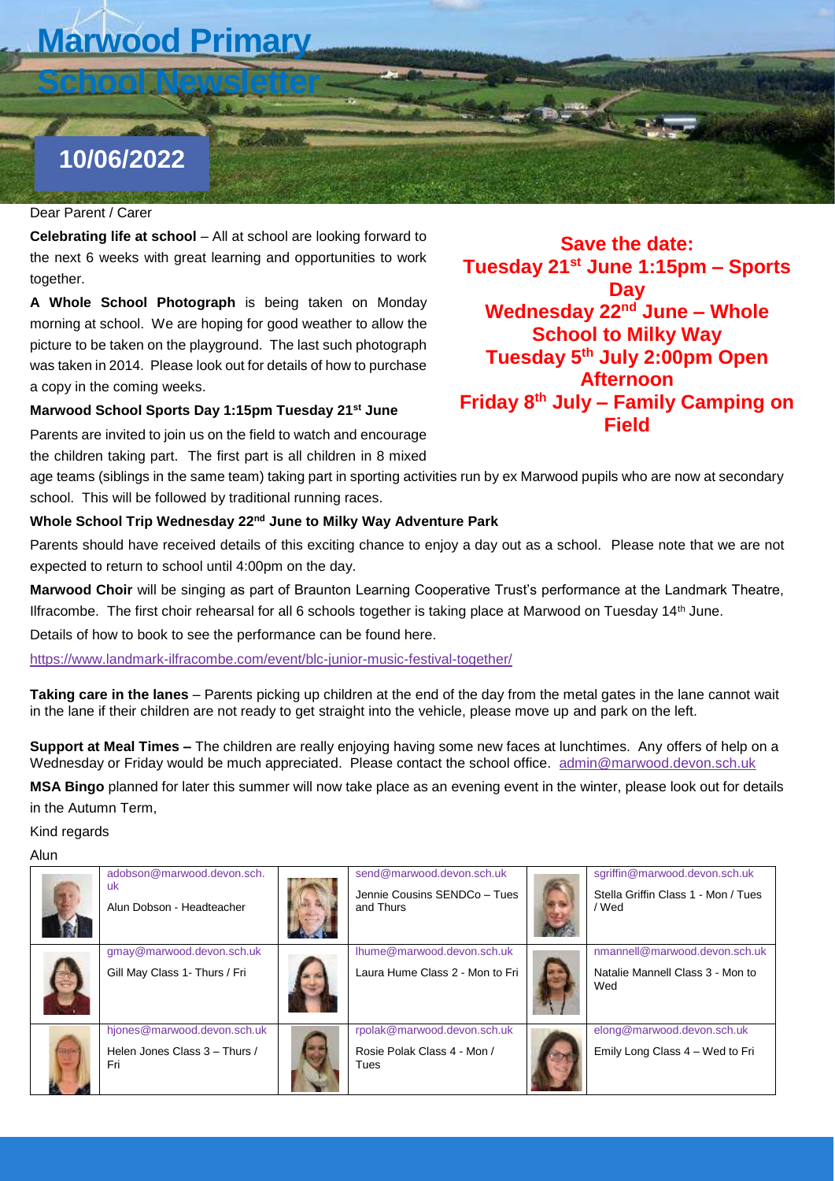# Marwood Primary School Newsletter

## 10/06/2022

Dear Parent / Carer

**Celebrating life at school** – All at school are looking forward to the next 6 weeks with great learning and opportunities to work together.

**A Whole School Photograph** is being taken on Monday morning at school. We are hoping for good weather to allow the picture to be taken on the playground. The last such photograph was taken in 2014. Please look out for details of how to purchase a copy in the coming weeks.

**Save the date:**
**Tuesday 21st June 1:15pm – Sports Day**
**Wednesday 22nd June – Whole School to Milky Way**
**Tuesday 5th July 2:00pm Open Afternoon**
**Friday 8th July – Family Camping on Field**

**Marwood School Sports Day 1:15pm Tuesday 21st June**

Parents are invited to join us on the field to watch and encourage the children taking part. The first part is all children in 8 mixed age teams (siblings in the same team) taking part in sporting activities run by ex Marwood pupils who are now at secondary school. This will be followed by traditional running races.

**Whole School Trip Wednesday 22nd June to Milky Way Adventure Park**

Parents should have received details of this exciting chance to enjoy a day out as a school. Please note that we are not expected to return to school until 4:00pm on the day.

**Marwood Choir** will be singing as part of Braunton Learning Cooperative Trust's performance at the Landmark Theatre, Ilfracombe. The first choir rehearsal for all 6 schools together is taking place at Marwood on Tuesday 14th June.

Details of how to book to see the performance can be found here.

https://www.landmark-ilfracombe.com/event/blc-junior-music-festival-together/

**Taking care in the lanes** – Parents picking up children at the end of the day from the metal gates in the lane cannot wait in the lane if their children are not ready to get straight into the vehicle, please move up and park on the left.

**Support at Meal Times –** The children are really enjoying having some new faces at lunchtimes. Any offers of help on a Wednesday or Friday would be much appreciated. Please contact the school office. admin@marwood.devon.sch.uk

**MSA Bingo** planned for later this summer will now take place as an evening event in the winter, please look out for details in the Autumn Term,

Kind regards

Alun

| adobson@marwood.devon.sch.uk<br>Alun Dobson - Headteacher | send@marwood.devon.sch.uk<br>Jennie Cousins SENDCo – Tues and Thurs | sgriffin@marwood.devon.sch.uk<br>Stella Griffin Class 1 - Mon / Tues / Wed |
|---|---|---|
| gmay@marwood.devon.sch.uk<br>Gill May Class 1- Thurs / Fri | lhume@marwood.devon.sch.uk<br>Laura Hume Class 2 - Mon to Fri | nmannell@marwood.devon.sch.uk<br>Natalie Mannell Class 3 - Mon to Wed |
| hjones@marwood.devon.sch.uk<br>Helen Jones Class 3 – Thurs / Fri | rpolak@marwood.devon.sch.uk<br>Rosie Polak Class 4 - Mon / Tues | elong@marwood.devon.sch.uk<br>Emily Long Class 4 – Wed to Fri |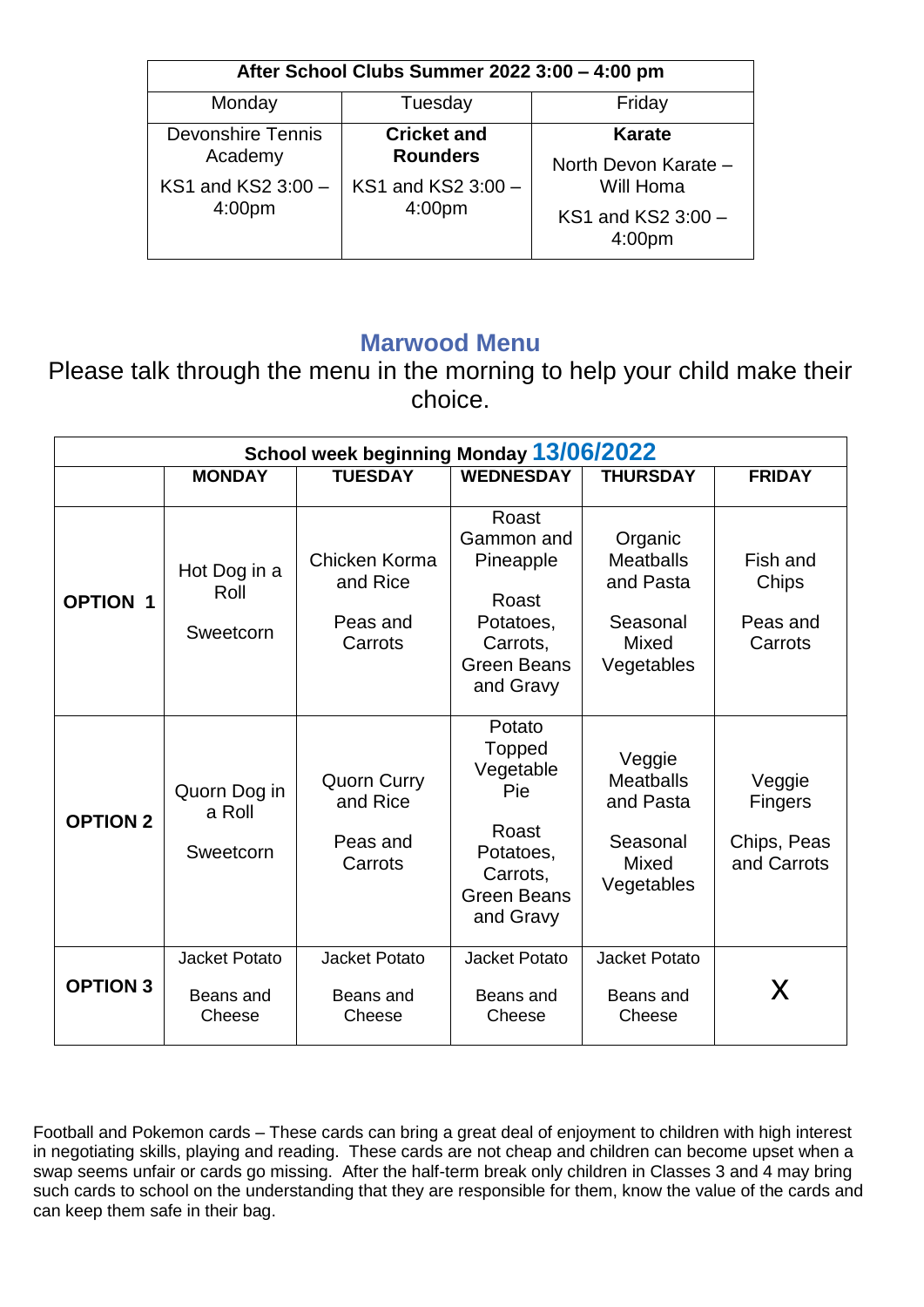| After School Clubs Summer 2022 3:00 – 4:00 pm | | |
|---|---|---|
| Monday | Tuesday | Friday |
| Devonshire Tennis Academy<br>KS1 and KS2 3:00 – 4:00pm | **Cricket and Rounders**<br>KS1 and KS2 3:00 – 4:00pm | **Karate**<br>North Devon Karate – Will Homa<br>KS1 and KS2 3:00 – 4:00pm |

## Marwood Menu

Please talk through the menu in the morning to help your child make their choice.

| School week beginning Monday 13/06/2022 | | | | | |
|---|---|---|---|---|---|
| | **MONDAY** | **TUESDAY** | **WEDNESDAY** | **THURSDAY** | **FRIDAY** |
| **OPTION 1** | Hot Dog in a Roll<br>Sweetcorn | Chicken Korma and Rice<br>Peas and Carrots | Roast Gammon and Pineapple<br>Roast Potatoes, Carrots, Green Beans and Gravy | Organic Meatballs and Pasta<br>Seasonal Mixed Vegetables | Fish and Chips<br>Peas and Carrots |
| **OPTION 2** | Quorn Dog in a Roll<br>Sweetcorn | Quorn Curry and Rice<br>Peas and Carrots | Potato Topped Vegetable Pie<br>Roast Potatoes, Carrots, Green Beans and Gravy | Veggie Meatballs and Pasta<br>Seasonal Mixed Vegetables | Veggie Fingers<br>Chips, Peas and Carrots |
| **OPTION 3** | Jacket Potato<br>Beans and Cheese | Jacket Potato<br>Beans and Cheese | Jacket Potato<br>Beans and Cheese | Jacket Potato<br>Beans and Cheese | X |

Football and Pokemon cards – These cards can bring a great deal of enjoyment to children with high interest in negotiating skills, playing and reading. These cards are not cheap and children can become upset when a swap seems unfair or cards go missing. After the half-term break only children in Classes 3 and 4 may bring such cards to school on the understanding that they are responsible for them, know the value of the cards and can keep them safe in their bag.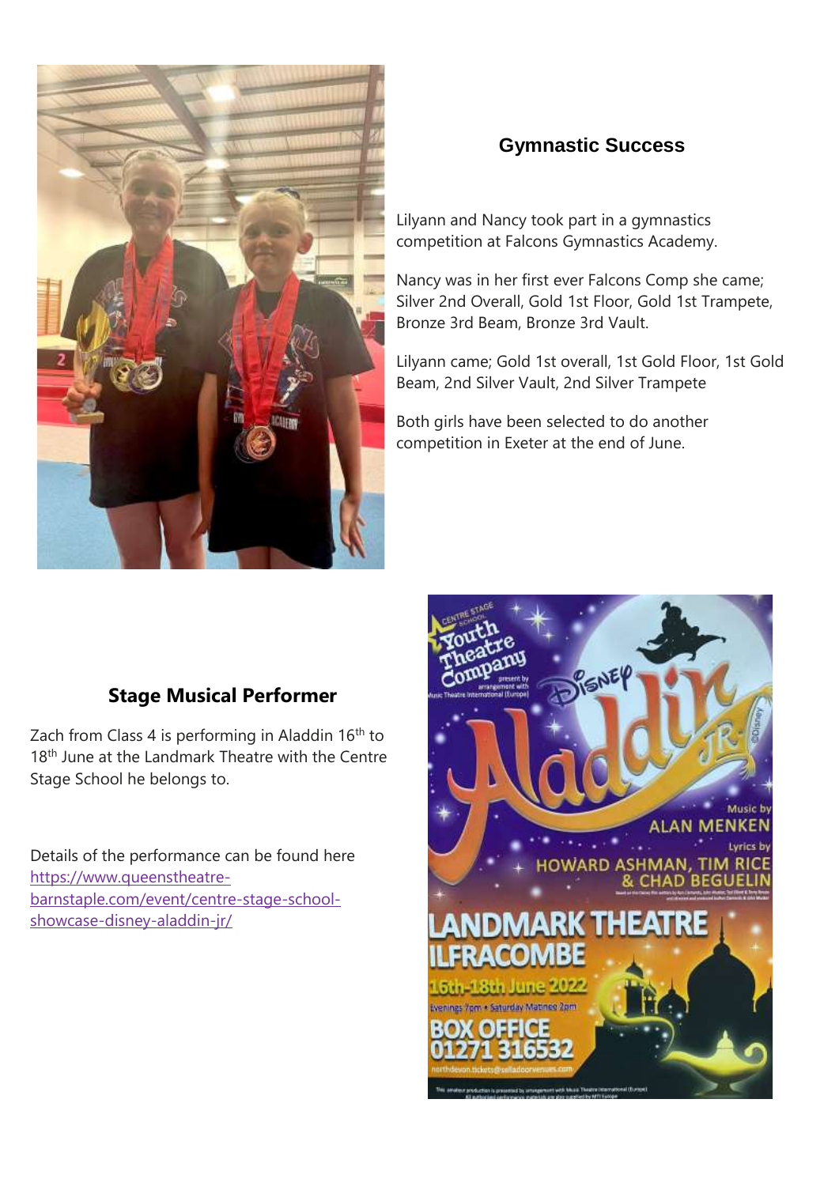## Gymnastic Success

Lilyann and Nancy took part in a gymnastics competition at Falcons Gymnastics Academy.

Nancy was in her first ever Falcons Comp she came; Silver 2nd Overall, Gold 1st Floor, Gold 1st Trampete, Bronze 3rd Beam, Bronze 3rd Vault.

Lilyann came; Gold 1st overall, 1st Gold Floor, 1st Gold Beam, 2nd Silver Vault, 2nd Silver Trampete

Both girls have been selected to do another competition in Exeter at the end of June.

## Stage Musical Performer

Zach from Class 4 is performing in Aladdin 16th to 18th June at the Landmark Theatre with the Centre Stage School he belongs to.

Details of the performance can be found here https://www.queenstheatre-barnstaple.com/event/centre-stage-school-showcase-disney-aladdin-jr/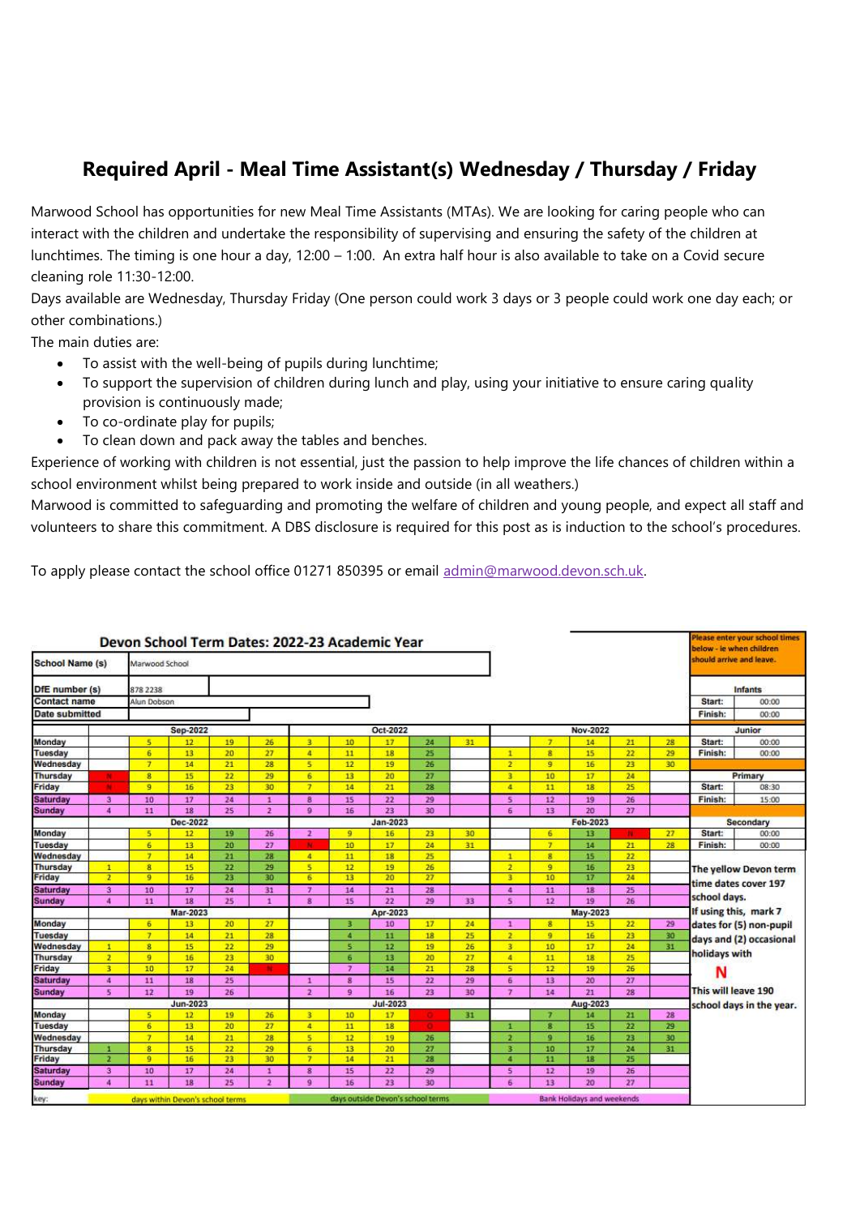# Required April - Meal Time Assistant(s) Wednesday / Thursday / Friday

Marwood School has opportunities for new Meal Time Assistants (MTAs). We are looking for caring people who can interact with the children and undertake the responsibility of supervising and ensuring the safety of the children at lunchtimes. The timing is one hour a day, 12:00 – 1:00. An extra half hour is also available to take on a Covid secure cleaning role 11:30-12:00.

Days available are Wednesday, Thursday Friday (One person could work 3 days or 3 people could work one day each; or other combinations.)

The main duties are:

- To assist with the well-being of pupils during lunchtime;
- To support the supervision of children during lunch and play, using your initiative to ensure caring quality provision is continuously made;
- To co-ordinate play for pupils;
- To clean down and pack away the tables and benches.

Experience of working with children is not essential, just the passion to help improve the life chances of children within a school environment whilst being prepared to work inside and outside (in all weathers.)

Marwood is committed to safeguarding and promoting the welfare of children and young people, and expect all staff and volunteers to share this commitment. A DBS disclosure is required for this post as is induction to the school's procedures.

To apply please contact the school office 01271 850395 or email admin@marwood.devon.sch.uk.

## Devon School Term Dates: 2022-23 Academic Year

| | |
|---|---|
| School Name (s) | Marwood School |
| DfE number (s) | 878 2238 |
| Contact name | Alun Dobson |
| Date submitted | |

Please enter your school times below - ie when children should arrive and leave.

| | Start | Finish |
|---|---|---|
| Infants | 00:00 | 00:00 |
| Junior | 00:00 | 00:00 |
| Primary | 08:30 | 15:00 |
| Secondary | 00:00 | 00:00 |

| | Sep-2022 | | | | | Oct-2022 | | | | | Nov-2022 | | | | |
|---|---|---|---|---|---|---|---|---|---|---|---|---|---|---|---|
| Monday | | 5 | 12 | 19 | 26 | 3 | 10 | 17 | 24 | 31 | | 7 | 14 | 21 | 28 |
| Tuesday | | 6 | 13 | 20 | 27 | 4 | 11 | 18 | 25 | | 1 | 8 | 15 | 22 | 29 |
| Wednesday | | 7 | 14 | 21 | 28 | 5 | 12 | 19 | 26 | | 2 | 9 | 16 | 23 | 30 |
| Thursday | N | 8 | 15 | 22 | 29 | 6 | 13 | 20 | 27 | | 3 | 10 | 17 | 24 | |
| Friday | N | 9 | 16 | 23 | 30 | 7 | 14 | 21 | 28 | | 4 | 11 | 18 | 25 | |
| Saturday | 3 | 10 | 17 | 24 | 1 | 8 | 15 | 22 | 29 | | 5 | 12 | 19 | 26 | |
| Sunday | 4 | 11 | 18 | 25 | 2 | 9 | 16 | 23 | 30 | | 6 | 13 | 20 | 27 | |
| | **Dec-2022** | | | | | **Jan-2023** | | | | | **Feb-2023** | | | | |
| Monday | | 5 | 12 | 19 | 26 | 2 | 9 | 16 | 23 | 30 | | 6 | 13 | N | 27 |
| Tuesday | | 6 | 13 | 20 | 27 | N | 10 | 17 | 24 | 31 | | 7 | 14 | 21 | 28 |
| Wednesday | | 7 | 14 | 21 | 28 | 4 | 11 | 18 | 25 | | 1 | 8 | 15 | 22 | |
| Thursday | 1 | 8 | 15 | 22 | 29 | 5 | 12 | 19 | 26 | | 2 | 9 | 16 | 23 | |
| Friday | 2 | 9 | 16 | 23 | 30 | 6 | 13 | 20 | 27 | | 3 | 10 | 17 | 24 | |
| Saturday | 3 | 10 | 17 | 24 | 31 | 7 | 14 | 21 | 28 | | 4 | 11 | 18 | 25 | |
| Sunday | 4 | 11 | 18 | 25 | 1 | 8 | 15 | 22 | 29 | 33 | 5 | 12 | 19 | 26 | |
| | **Mar-2023** | | | | | **Apr-2023** | | | | | **May-2023** | | | | |
| Monday | | 6 | 13 | 20 | 27 | | 3 | 10 | 17 | 24 | 1 | 8 | 15 | 22 | 29 |
| Tuesday | | 7 | 14 | 21 | 28 | | 4 | 11 | 18 | 25 | 2 | 9 | 16 | 23 | 30 |
| Wednesday | 1 | 8 | 15 | 22 | 29 | | 5 | 12 | 19 | 26 | 3 | 10 | 17 | 24 | 31 |
| Thursday | 2 | 9 | 16 | 23 | 30 | | 6 | 13 | 20 | 27 | 4 | 11 | 18 | 25 | |
| Friday | 3 | 10 | 17 | 24 | N | | 7 | 14 | 21 | 28 | 5 | 12 | 19 | 26 | |
| Saturday | 4 | 11 | 18 | 25 | | 1 | 8 | 15 | 22 | 29 | 6 | 13 | 20 | 27 | |
| Sunday | 5 | 12 | 19 | 26 | | 2 | 9 | 16 | 23 | 30 | 7 | 14 | 21 | 28 | |
| | **Jun-2023** | | | | | **Jul-2023** | | | | | **Aug-2023** | | | | |
| Monday | | 5 | 12 | 19 | 26 | 3 | 10 | 17 | O | 31 | | 7 | 14 | 21 | 28 |
| Tuesday | | 6 | 13 | 20 | 27 | 4 | 11 | 18 | O | | 1 | 8 | 15 | 22 | 29 |
| Wednesday | | 7 | 14 | 21 | 28 | 5 | 12 | 19 | 26 | | 2 | 9 | 16 | 23 | 30 |
| Thursday | 1 | 8 | 15 | 22 | 29 | 6 | 13 | 20 | 27 | | 3 | 10 | 17 | 24 | 31 |
| Friday | 2 | 9 | 16 | 23 | 30 | 7 | 14 | 21 | 28 | | 4 | 11 | 18 | 25 | |
| Saturday | 3 | 10 | 17 | 24 | 1 | 8 | 15 | 22 | 29 | | 5 | 12 | 19 | 26 | |
| Sunday | 4 | 11 | 18 | 25 | 2 | 9 | 16 | 23 | 30 | | 6 | 13 | 20 | 27 | |

key: days within Devon's school terms | days outside Devon's school terms | Bank Holidays and weekends

The yellow Devon term time dates cover 197 school days.

If using this, mark 7 dates for (5) non-pupil days and (2) occasional holidays with

**N**

This will leave 190 school days in the year.